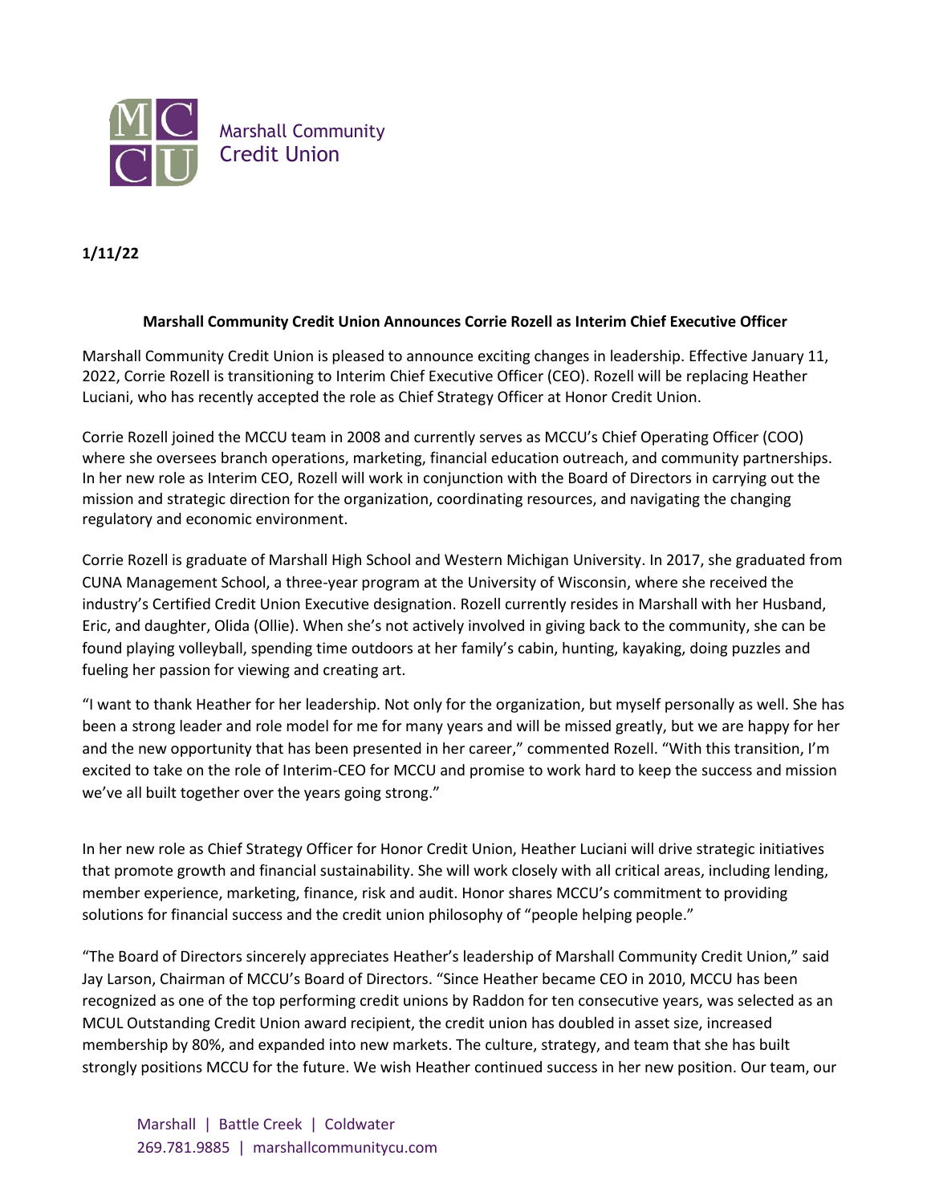Marshall Community Credit Union

**1/11/22**

**Marshall Community Credit Union Announces Corrie Rozell as Interim Chief Executive Officer**

Marshall Community Credit Union is pleased to announce exciting changes in leadership. Effective January 11, 2022, Corrie Rozell is transitioning to Interim Chief Executive Officer (CEO). Rozell will be replacing Heather Luciani, who has recently accepted the role as Chief Strategy Officer at Honor Credit Union.

Corrie Rozell joined the MCCU team in 2008 and currently serves as MCCU's Chief Operating Officer (COO) where she oversees branch operations, marketing, financial education outreach, and community partnerships. In her new role as Interim CEO, Rozell will work in conjunction with the Board of Directors in carrying out the mission and strategic direction for the organization, coordinating resources, and navigating the changing regulatory and economic environment.

Corrie Rozell is graduate of Marshall High School and Western Michigan University. In 2017, she graduated from CUNA Management School, a three-year program at the University of Wisconsin, where she received the industry's Certified Credit Union Executive designation. Rozell currently resides in Marshall with her Husband, Eric, and daughter, Olida (Ollie). When she's not actively involved in giving back to the community, she can be found playing volleyball, spending time outdoors at her family's cabin, hunting, kayaking, doing puzzles and fueling her passion for viewing and creating art.

"I want to thank Heather for her leadership. Not only for the organization, but myself personally as well. She has been a strong leader and role model for me for many years and will be missed greatly, but we are happy for her and the new opportunity that has been presented in her career," commented Rozell. "With this transition, I'm excited to take on the role of Interim-CEO for MCCU and promise to work hard to keep the success and mission we've all built together over the years going strong."

In her new role as Chief Strategy Officer for Honor Credit Union, Heather Luciani will drive strategic initiatives that promote growth and financial sustainability. She will work closely with all critical areas, including lending, member experience, marketing, finance, risk and audit. Honor shares MCCU's commitment to providing solutions for financial success and the credit union philosophy of "people helping people."

"The Board of Directors sincerely appreciates Heather's leadership of Marshall Community Credit Union," said Jay Larson, Chairman of MCCU's Board of Directors. "Since Heather became CEO in 2010, MCCU has been recognized as one of the top performing credit unions by Raddon for ten consecutive years, was selected as an MCUL Outstanding Credit Union award recipient, the credit union has doubled in asset size, increased membership by 80%, and expanded into new markets. The culture, strategy, and team that she has built strongly positions MCCU for the future. We wish Heather continued success in her new position. Our team, our

Marshall | Battle Creek | Coldwater
269.781.9885 | marshallcommunitycu.com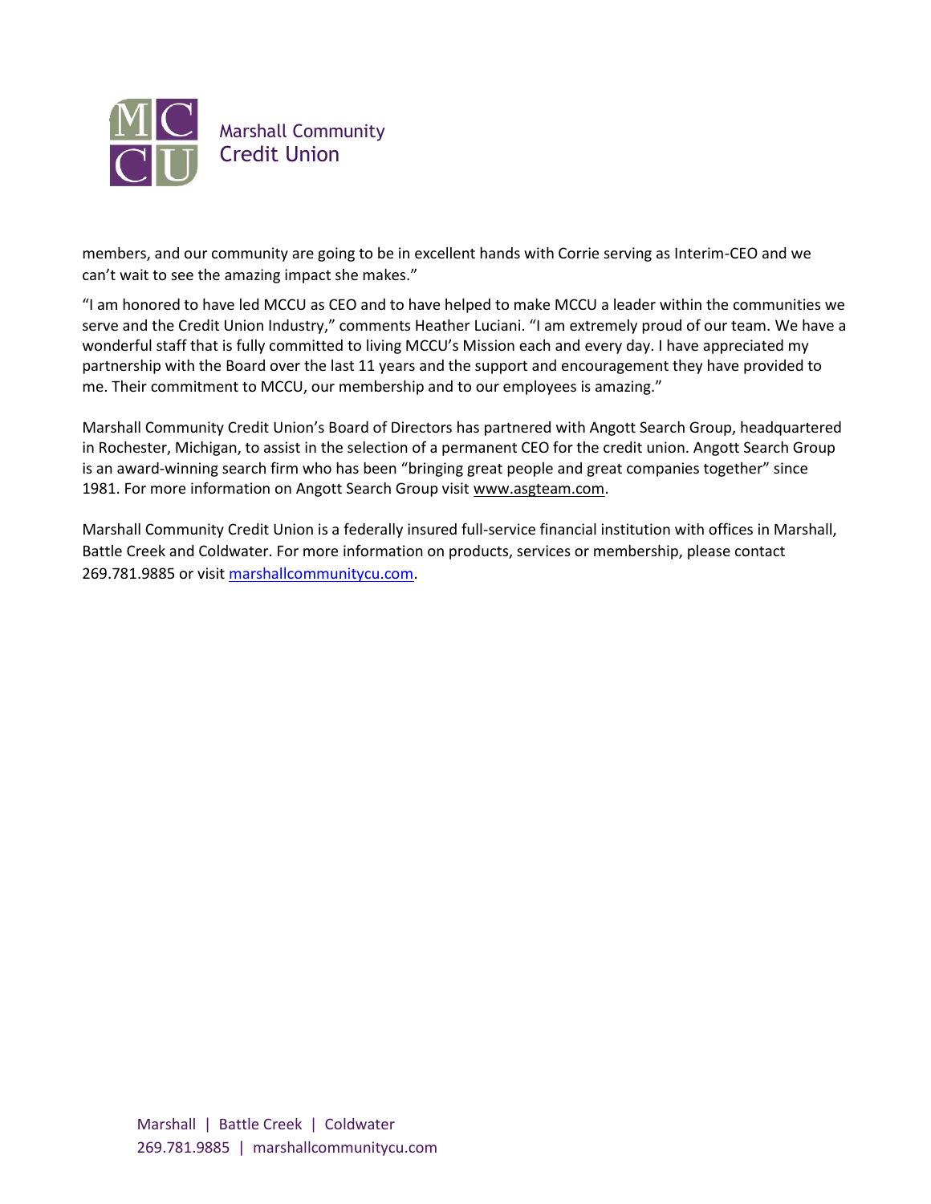members, and our community are going to be in excellent hands with Corrie serving as Interim-CEO and we can't wait to see the amazing impact she makes."

"I am honored to have led MCCU as CEO and to have helped to make MCCU a leader within the communities we serve and the Credit Union Industry," comments Heather Luciani. "I am extremely proud of our team. We have a wonderful staff that is fully committed to living MCCU's Mission each and every day. I have appreciated my partnership with the Board over the last 11 years and the support and encouragement they have provided to me. Their commitment to MCCU, our membership and to our employees is amazing."

Marshall Community Credit Union's Board of Directors has partnered with Angott Search Group, headquartered in Rochester, Michigan, to assist in the selection of a permanent CEO for the credit union. Angott Search Group is an award-winning search firm who has been "bringing great people and great companies together" since 1981. For more information on Angott Search Group visit www.asgteam.com.

Marshall Community Credit Union is a federally insured full-service financial institution with offices in Marshall, Battle Creek and Coldwater. For more information on products, services or membership, please contact 269.781.9885 or visit marshallcommunitycu.com.